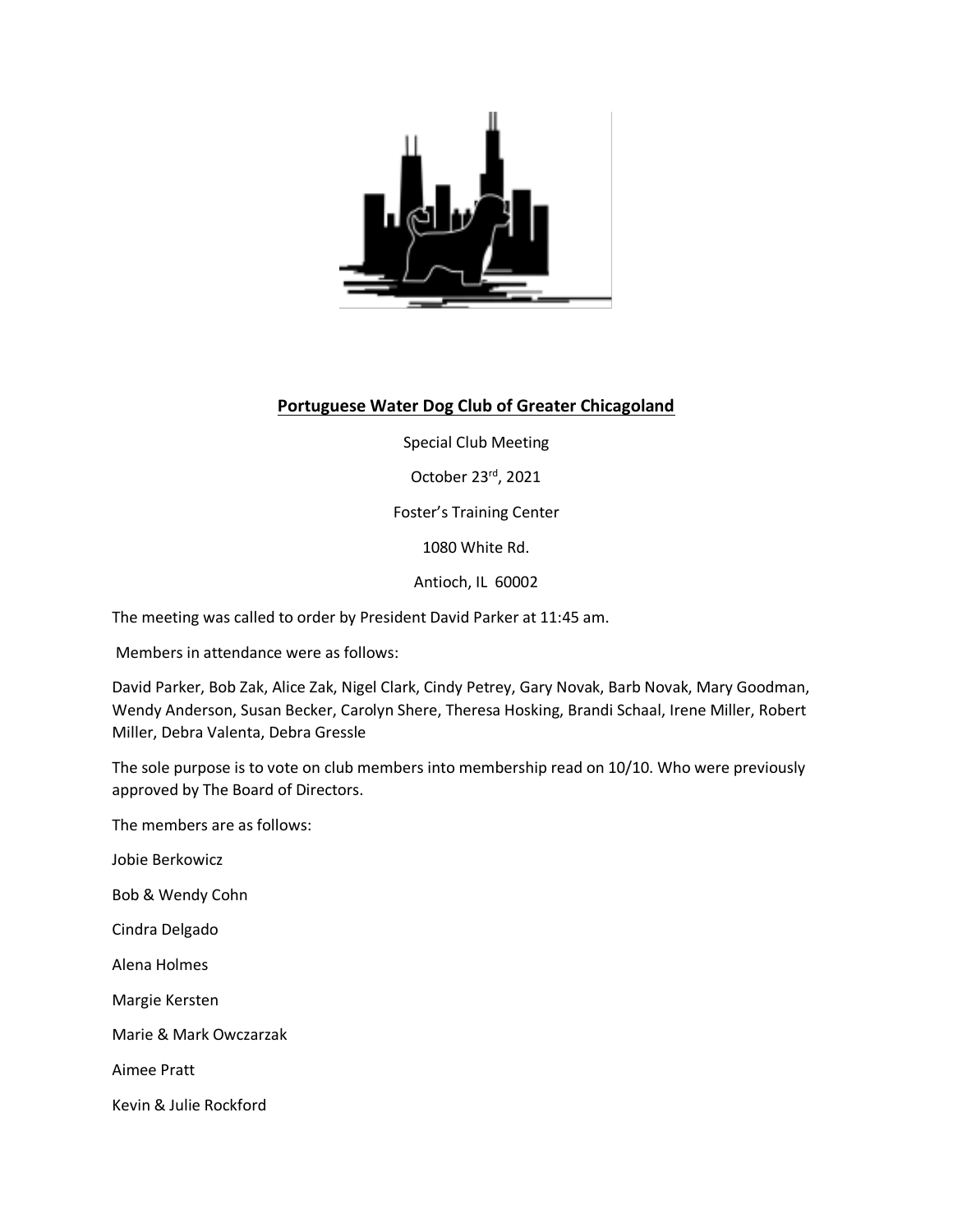## Portuguese Water Dog Club of Greater Chicagoland

Special Club Meeting

October 23rd, 2021

Foster's Training Center

1080 White Rd.

Antioch, IL 60002

The meeting was called to order by President David Parker at 11:45 am.

Members in attendance were as follows:

David Parker, Bob Zak, Alice Zak, Nigel Clark, Cindy Petrey, Gary Novak, Barb Novak, Mary Goodman, Wendy Anderson, Susan Becker, Carolyn Shere, Theresa Hosking, Brandi Schaal, Irene Miller, Robert Miller, Debra Valenta, Debra Gressle

The sole purpose is to vote on club members into membership read on 10/10. Who were previously approved by The Board of Directors.

The members are as follows:

Jobie Berkowicz

Bob & Wendy Cohn

Cindra Delgado

Alena Holmes

Margie Kersten

Marie & Mark Owczarzak

Aimee Pratt

Kevin & Julie Rockford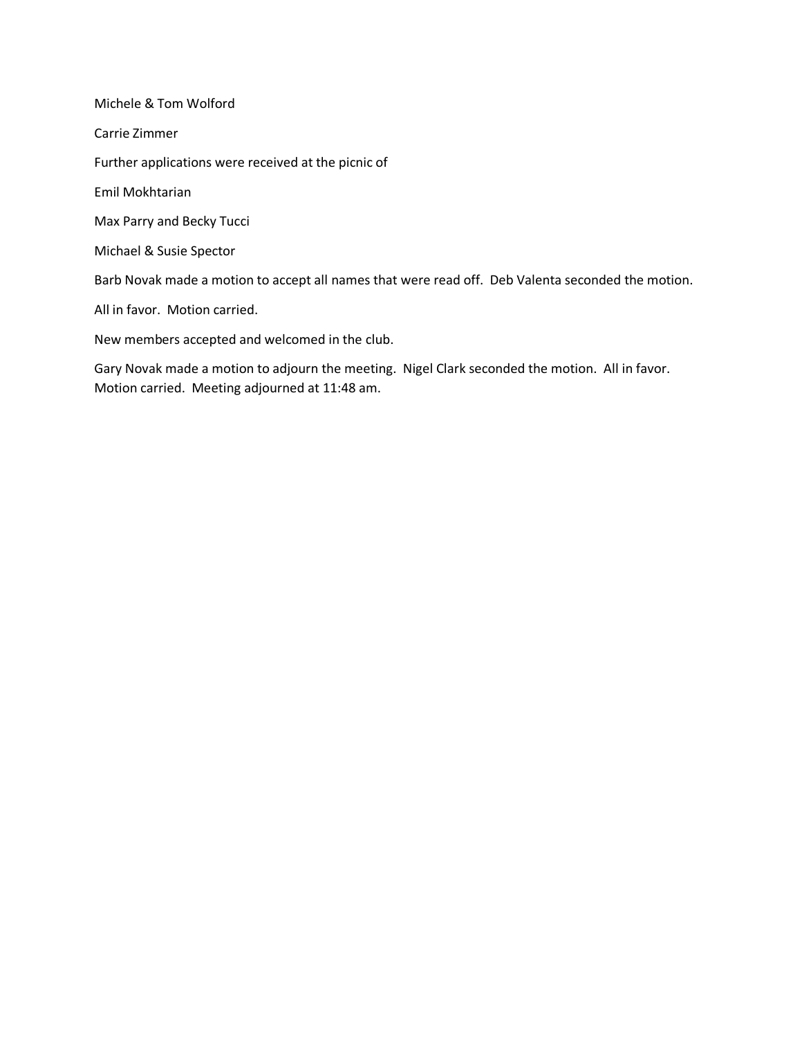Michele & Tom Wolford

Carrie Zimmer

Further applications were received at the picnic of

Emil Mokhtarian

Max Parry and Becky Tucci

Michael & Susie Spector

Barb Novak made a motion to accept all names that were read off. Deb Valenta seconded the motion.

All in favor. Motion carried.

New members accepted and welcomed in the club.

Gary Novak made a motion to adjourn the meeting. Nigel Clark seconded the motion. All in favor. Motion carried. Meeting adjourned at 11:48 am.